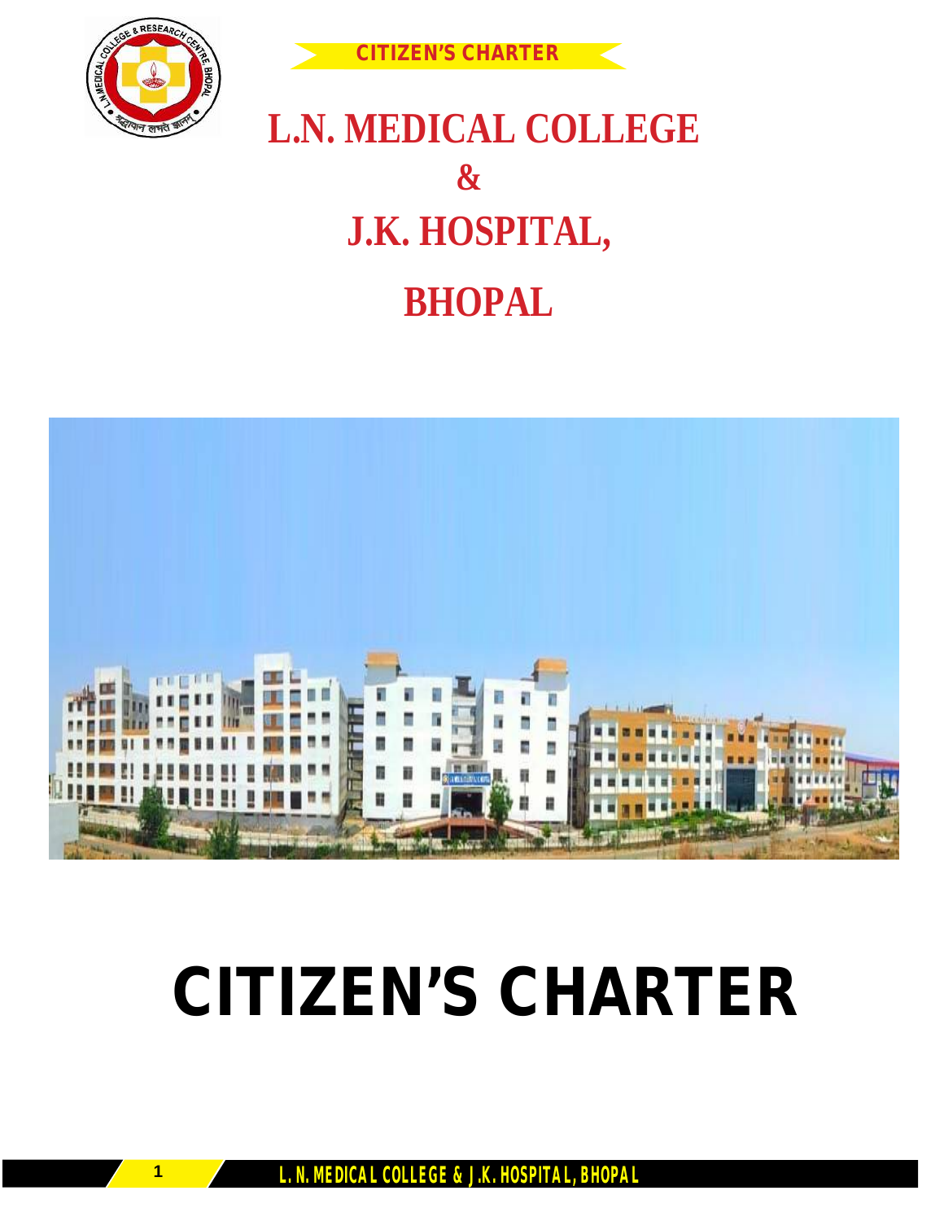CITIZEN'S CHARTER

# L.N. MEDICAL COLLEGE
# &
# J.K. HOSPITAL,
# BHOPAL

# CITIZEN'S CHARTER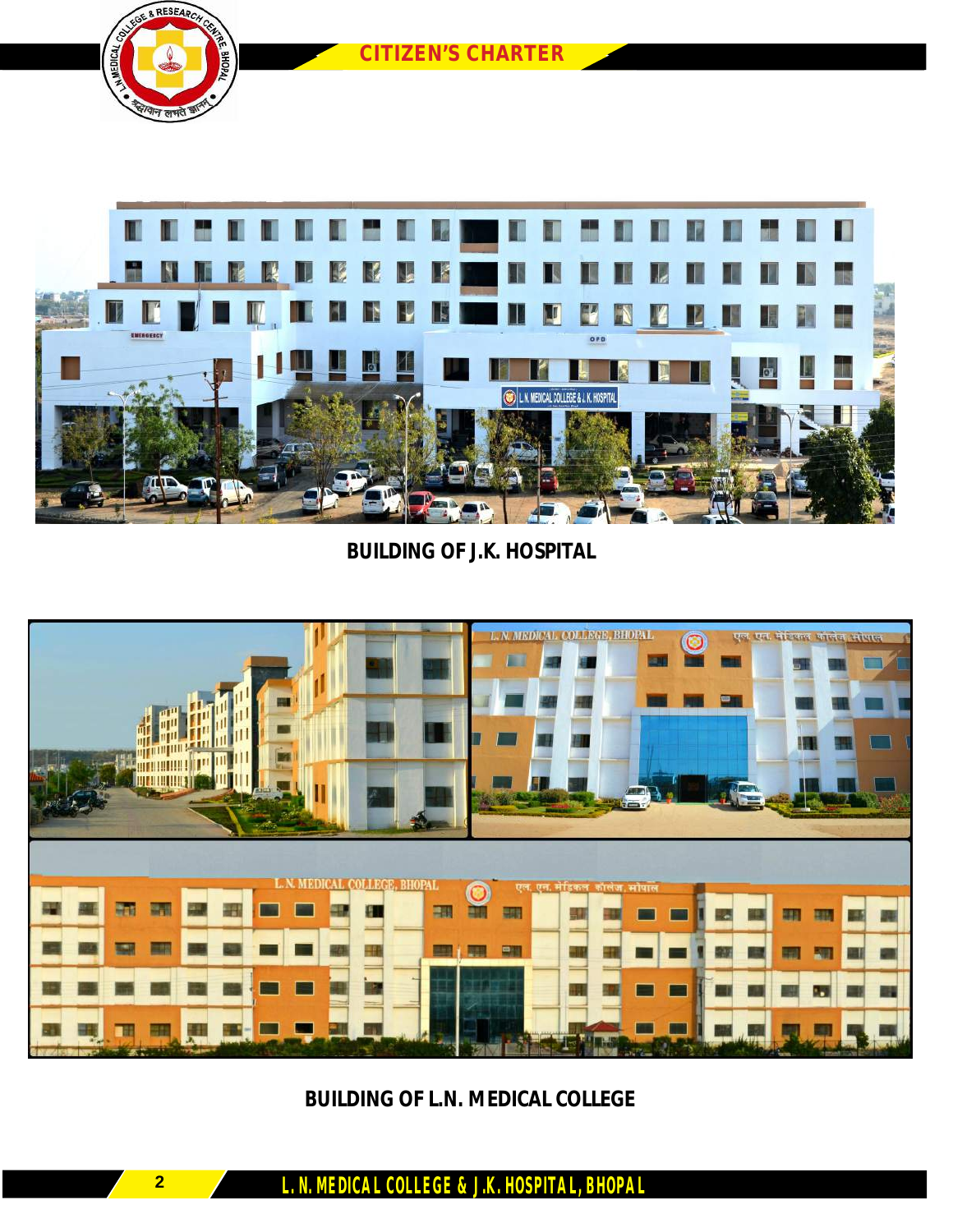BUILDING OF J.K. HOSPITAL

BUILDING OF L.N. MEDICAL COLLEGE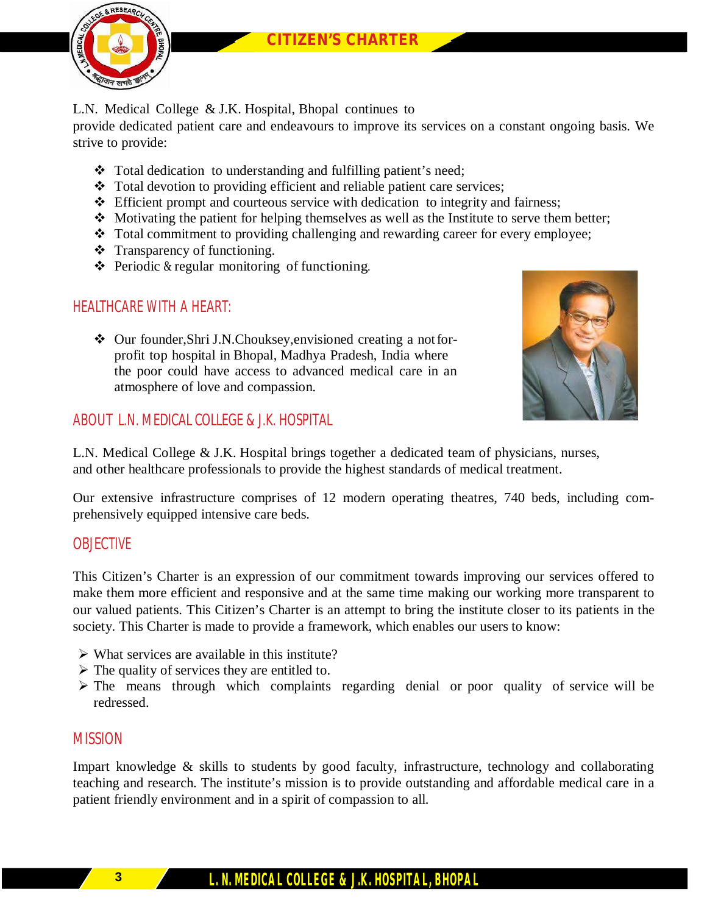L.N. Medical College & J.K. Hospital, Bhopal continues to provide dedicated patient care and endeavours to improve its services on a constant ongoing basis. We strive to provide:

- Total dedication to understanding and fulfilling patient's need;
- Total devotion to providing efficient and reliable patient care services;
- Efficient prompt and courteous service with dedication to integrity and fairness;
- Motivating the patient for helping themselves as well as the Institute to serve them better;
- Total commitment to providing challenging and rewarding career for every employee;
- Transparency of functioning.
- Periodic & regular monitoring of functioning.

## HEALTHCARE WITH A HEART:

- Our founder,Shri J.N.Chouksey,envisioned creating a not for-profit top hospital in Bhopal, Madhya Pradesh, India where the poor could have access to advanced medical care in an atmosphere of love and compassion.

## ABOUT L.N. MEDICAL COLLEGE & J.K. HOSPITAL

L.N. Medical College & J.K. Hospital brings together a dedicated team of physicians, nurses, and other healthcare professionals to provide the highest standards of medical treatment.

Our extensive infrastructure comprises of 12 modern operating theatres, 740 beds, including comprehensively equipped intensive care beds.

## OBJECTIVE

This Citizen's Charter is an expression of our commitment towards improving our services offered to make them more efficient and responsive and at the same time making our working more transparent to our valued patients. This Citizen's Charter is an attempt to bring the institute closer to its patients in the society. This Charter is made to provide a framework, which enables our users to know:

- What services are available in this institute?
- The quality of services they are entitled to.
- The means through which complaints regarding denial or poor quality of service will be redressed.

## MISSION

Impart knowledge & skills to students by good faculty, infrastructure, technology and collaborating teaching and research. The institute's mission is to provide outstanding and affordable medical care in a patient friendly environment and in a spirit of compassion to all.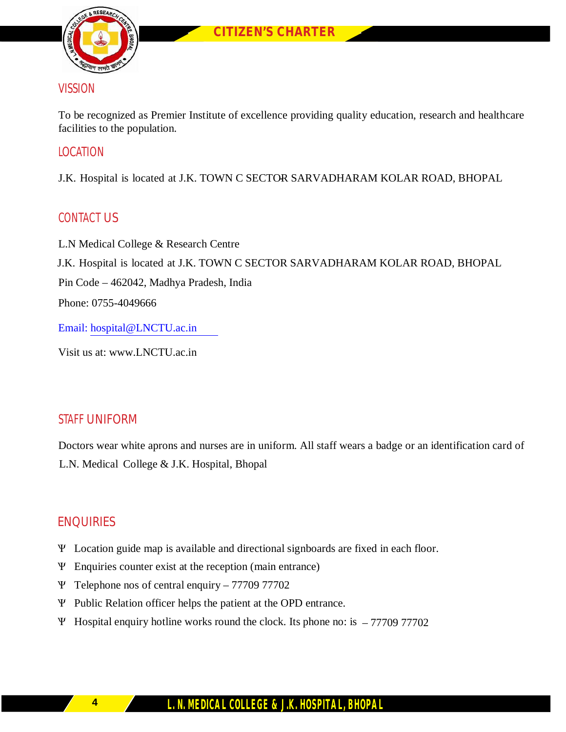## VISSION

To be recognized as Premier Institute of excellence providing quality education, research and healthcare facilities to the population.

## LOCATION

J.K. Hospital is located at J.K. TOWN C SECTOR SARVADHARAM KOLAR ROAD, BHOPAL

## CONTACT US

L.N Medical College & Research Centre

J.K. Hospital is located at J.K. TOWN C SECTOR SARVADHARAM KOLAR ROAD, BHOPAL

Pin Code – 462042, Madhya Pradesh, India

Phone: 0755-4049666

Email: hospital@LNCTU.ac.in

Visit us at: www.LNCTU.ac.in

## STAFF UNIFORM

Doctors wear white aprons and nurses are in uniform. All staff wears a badge or an identification card of L.N. Medical College & J.K. Hospital, Bhopal

## ENQUIRIES

- Location guide map is available and directional signboards are fixed in each floor.
- Enquiries counter exist at the reception (main entrance)
- Telephone nos of central enquiry – 77709 77702
- Public Relation officer helps the patient at the OPD entrance.
- Hospital enquiry hotline works round the clock. Its phone no: is – 77709 77702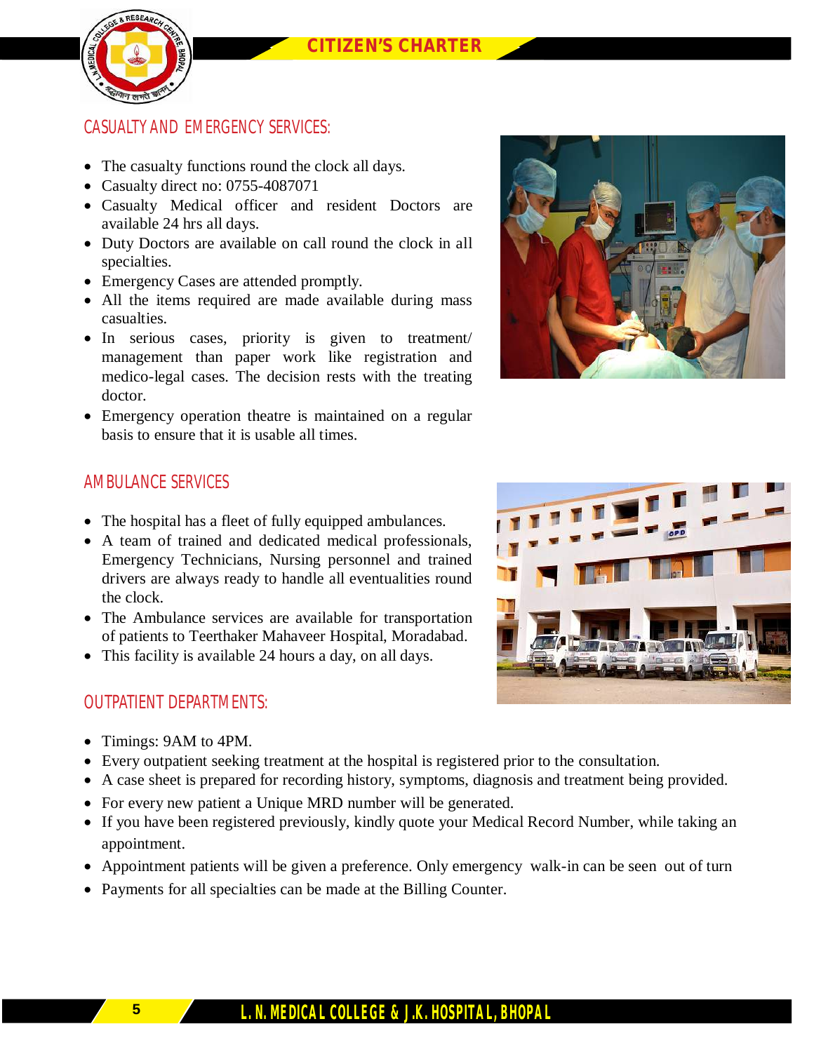## CASUALTY AND EMERGENCY SERVICES:

- The casualty functions round the clock all days.
- Casualty direct no: 0755-4087071
- Casualty Medical officer and resident Doctors are available 24 hrs all days.
- Duty Doctors are available on call round the clock in all specialties.
- Emergency Cases are attended promptly.
- All the items required are made available during mass casualties.
- In serious cases, priority is given to treatment/ management than paper work like registration and medico-legal cases. The decision rests with the treating doctor.
- Emergency operation theatre is maintained on a regular basis to ensure that it is usable all times.

## AMBULANCE SERVICES

- The hospital has a fleet of fully equipped ambulances.
- A team of trained and dedicated medical professionals, Emergency Technicians, Nursing personnel and trained drivers are always ready to handle all eventualities round the clock.
- The Ambulance services are available for transportation of patients to Teerthaker Mahaveer Hospital, Moradabad.
- This facility is available 24 hours a day, on all days.

## OUTPATIENT DEPARTMENTS:

- Timings: 9AM to 4PM.
- Every outpatient seeking treatment at the hospital is registered prior to the consultation.
- A case sheet is prepared for recording history, symptoms, diagnosis and treatment being provided.
- For every new patient a Unique MRD number will be generated.
- If you have been registered previously, kindly quote your Medical Record Number, while taking an appointment.
- Appointment patients will be given a preference. Only emergency walk-in can be seen out of turn
- Payments for all specialties can be made at the Billing Counter.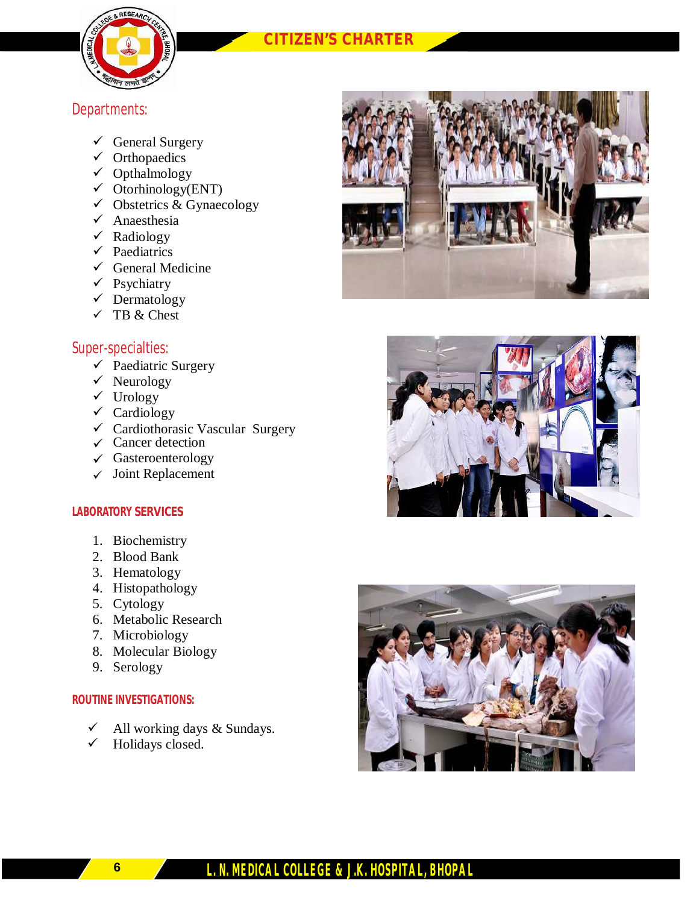## Departments:

- ✓ General Surgery
- ✓ Orthopaedics
- ✓ Opthalmology
- ✓ Otorhinology(ENT)
- ✓ Obstetrics & Gynaecology
- ✓ Anaesthesia
- ✓ Radiology
- ✓ Paediatrics
- ✓ General Medicine
- ✓ Psychiatry
- ✓ Dermatology
- ✓ TB & Chest

## Super-specialties:

- ✓ Paediatric Surgery
- ✓ Neurology
- ✓ Urology
- ✓ Cardiology
- ✓ Cardiothorasic Vascular Surgery
- ✓ Cancer detection
- ✓ Gasteroenterology
- ✓ Joint Replacement

### LABORATORY SERVICES

1. Biochemistry
2. Blood Bank
3. Hematology
4. Histopathology
5. Cytology
6. Metabolic Research
7. Microbiology
8. Molecular Biology
9. Serology

### ROUTINE INVESTIGATIONS:

- ✓ All working days & Sundays.
- ✓ Holidays closed.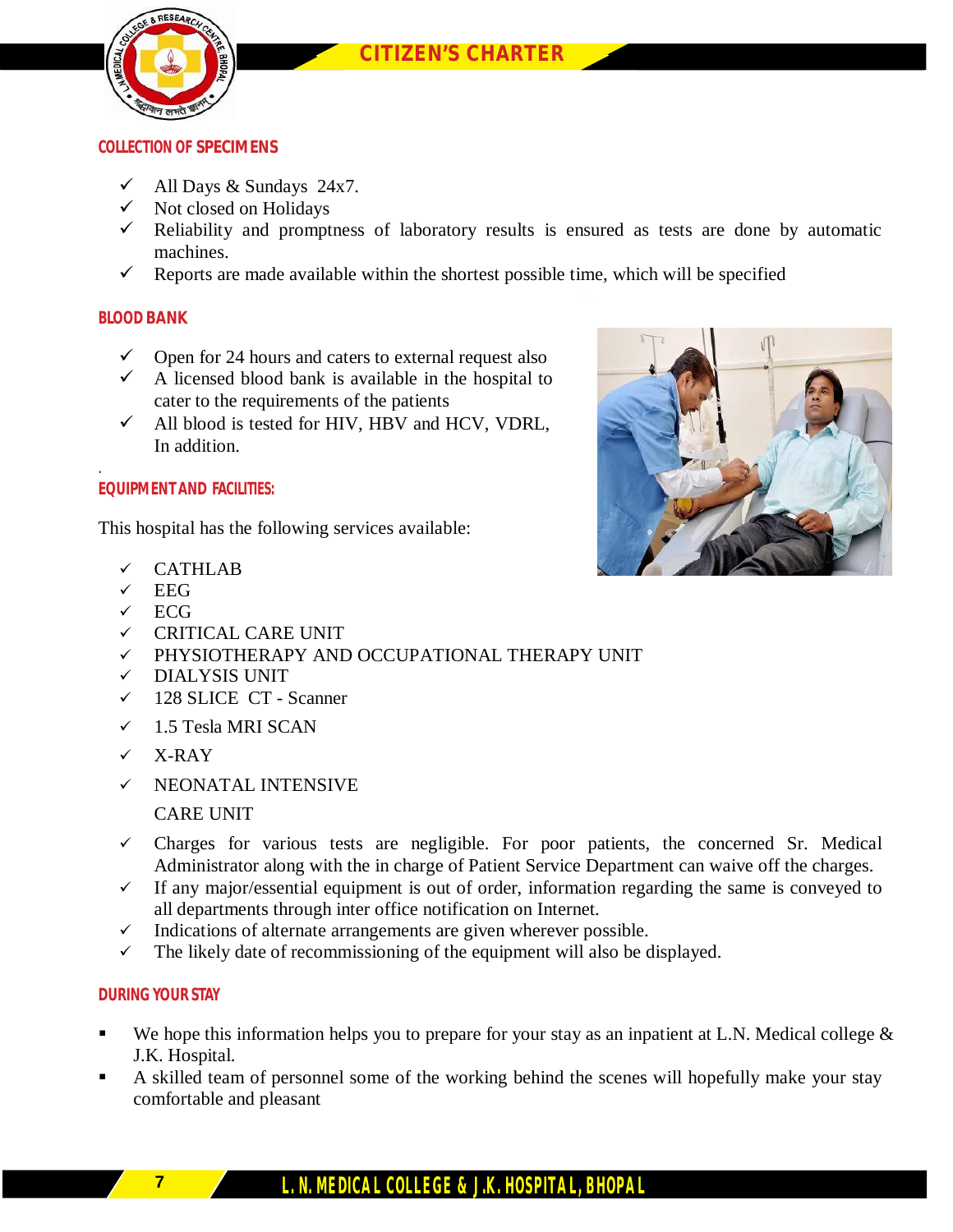## COLLECTION OF SPECIMENS

- ✓ All Days & Sundays 24x7.
- ✓ Not closed on Holidays
- ✓ Reliability and promptness of laboratory results is ensured as tests are done by automatic machines.
- ✓ Reports are made available within the shortest possible time, which will be specified

## BLOOD BANK

- ✓ Open for 24 hours and caters to external request also
- ✓ A licensed blood bank is available in the hospital to cater to the requirements of the patients
- ✓ All blood is tested for HIV, HBV and HCV, VDRL, In addition.

## EQUIPMENT AND FACILITIES:

This hospital has the following services available:

- ✓ CATHLAB
- ✓ EEG
- ✓ ECG
- ✓ CRITICAL CARE UNIT
- ✓ PHYSIOTHERAPY AND OCCUPATIONAL THERAPY UNIT
- ✓ DIALYSIS UNIT
- ✓ 128 SLICE CT - Scanner
- ✓ 1.5 Tesla MRI SCAN
- ✓ X-RAY
- ✓ NEONATAL INTENSIVE CARE UNIT
- ✓ Charges for various tests are negligible. For poor patients, the concerned Sr. Medical Administrator along with the in charge of Patient Service Department can waive off the charges.
- ✓ If any major/essential equipment is out of order, information regarding the same is conveyed to all departments through inter office notification on Internet.
- ✓ Indications of alternate arrangements are given wherever possible.
- ✓ The likely date of recommissioning of the equipment will also be displayed.

## DURING YOUR STAY

- We hope this information helps you to prepare for your stay as an inpatient at L.N. Medical college & J.K. Hospital.
- A skilled team of personnel some of the working behind the scenes will hopefully make your stay comfortable and pleasant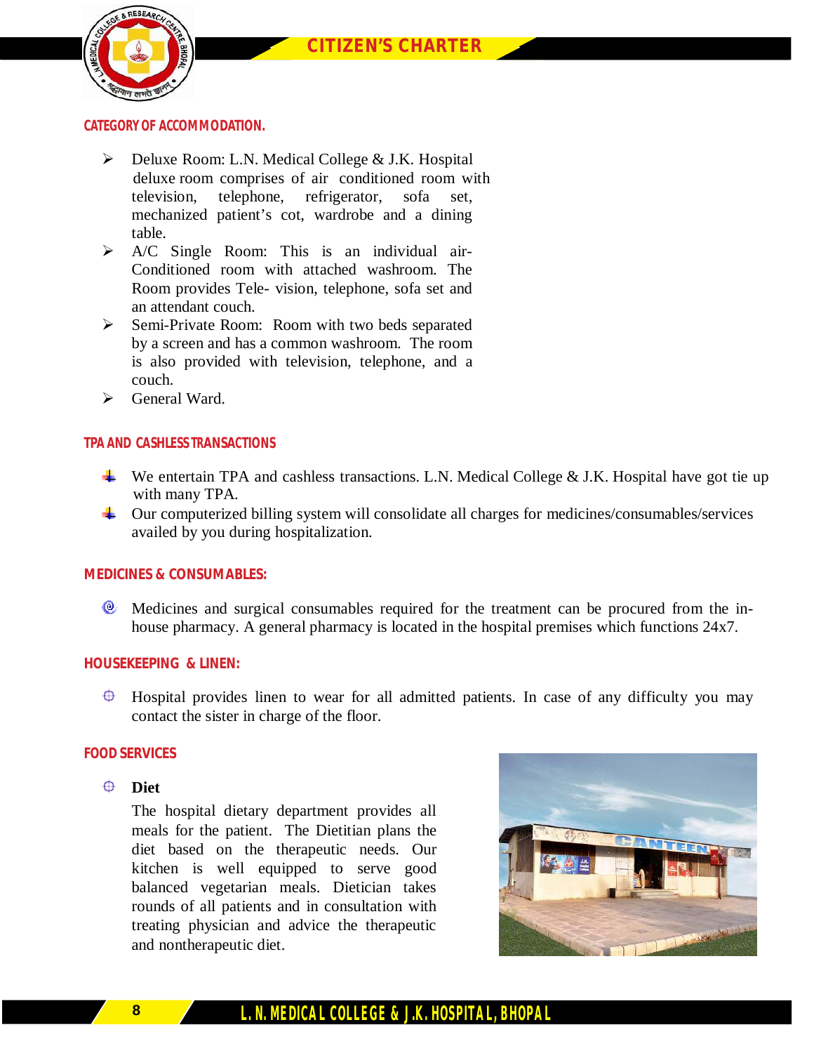## CATEGORY OF ACCOMMODATION.

- Deluxe Room: L.N. Medical College & J.K. Hospital deluxe room comprises of air conditioned room with television, telephone, refrigerator, sofa set, mechanized patient's cot, wardrobe and a dining table.
- A/C Single Room: This is an individual air-Conditioned room with attached washroom. The Room provides Tele- vision, telephone, sofa set and an attendant couch.
- Semi-Private Room: Room with two beds separated by a screen and has a common washroom. The room is also provided with television, telephone, and a couch.
- General Ward.

## TPA AND CASHLESS TRANSACTIONS

- We entertain TPA and cashless transactions. L.N. Medical College & J.K. Hospital have got tie up with many TPA.
- Our computerized billing system will consolidate all charges for medicines/consumables/services availed by you during hospitalization.

## MEDICINES & CONSUMABLES:

- Medicines and surgical consumables required for the treatment can be procured from the in-house pharmacy. A general pharmacy is located in the hospital premises which functions 24x7.

## HOUSEKEEPING & LINEN:

- Hospital provides linen to wear for all admitted patients. In case of any difficulty you may contact the sister in charge of the floor.

## FOOD SERVICES

- **Diet**

  The hospital dietary department provides all meals for the patient. The Dietitian plans the diet based on the therapeutic needs. Our kitchen is well equipped to serve good balanced vegetarian meals. Dietician takes rounds of all patients and in consultation with treating physician and advice the therapeutic and nontherapeutic diet.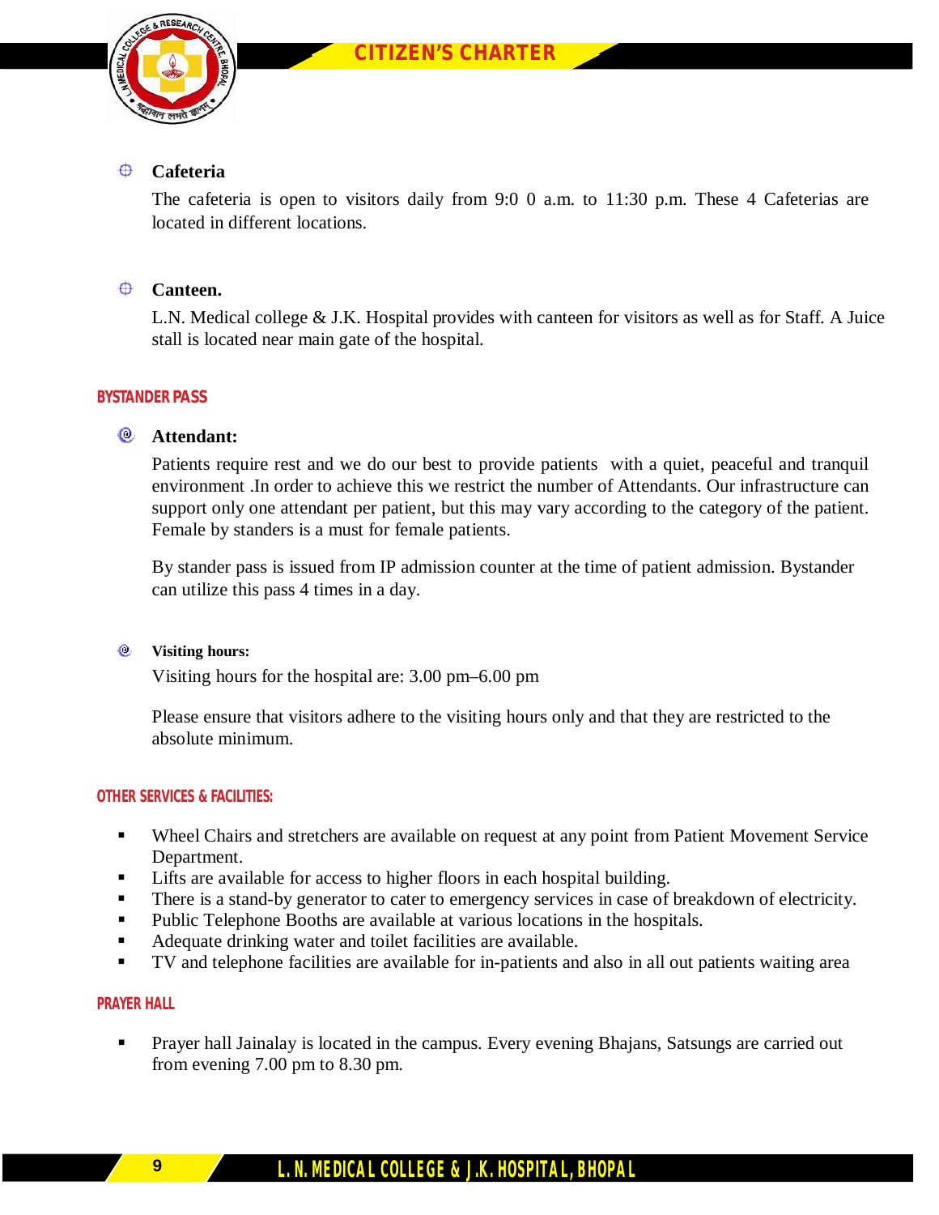- **Cafeteria**

  The cafeteria is open to visitors daily from 9:0 0 a.m. to 11:30 p.m. These 4 Cafeterias are located in different locations.

- **Canteen.**

  L.N. Medical college & J.K. Hospital provides with canteen for visitors as well as for Staff. A Juice stall is located near main gate of the hospital.

## BYSTANDER PASS

- **Attendant:**

  Patients require rest and we do our best to provide patients with a quiet, peaceful and tranquil environment .In order to achieve this we restrict the number of Attendants. Our infrastructure can support only one attendant per patient, but this may vary according to the category of the patient. Female by standers is a must for female patients.

  By stander pass is issued from IP admission counter at the time of patient admission. Bystander can utilize this pass 4 times in a day.

- **Visiting hours:**

  Visiting hours for the hospital are: 3.00 pm–6.00 pm

  Please ensure that visitors adhere to the visiting hours only and that they are restricted to the absolute minimum.

## OTHER SERVICES & FACILITIES:

- Wheel Chairs and stretchers are available on request at any point from Patient Movement Service Department.
- Lifts are available for access to higher floors in each hospital building.
- There is a stand-by generator to cater to emergency services in case of breakdown of electricity.
- Public Telephone Booths are available at various locations in the hospitals.
- Adequate drinking water and toilet facilities are available.
- TV and telephone facilities are available for in-patients and also in all out patients waiting area

## PRAYER HALL

- Prayer hall Jainalay is located in the campus. Every evening Bhajans, Satsungs are carried out from evening 7.00 pm to 8.30 pm.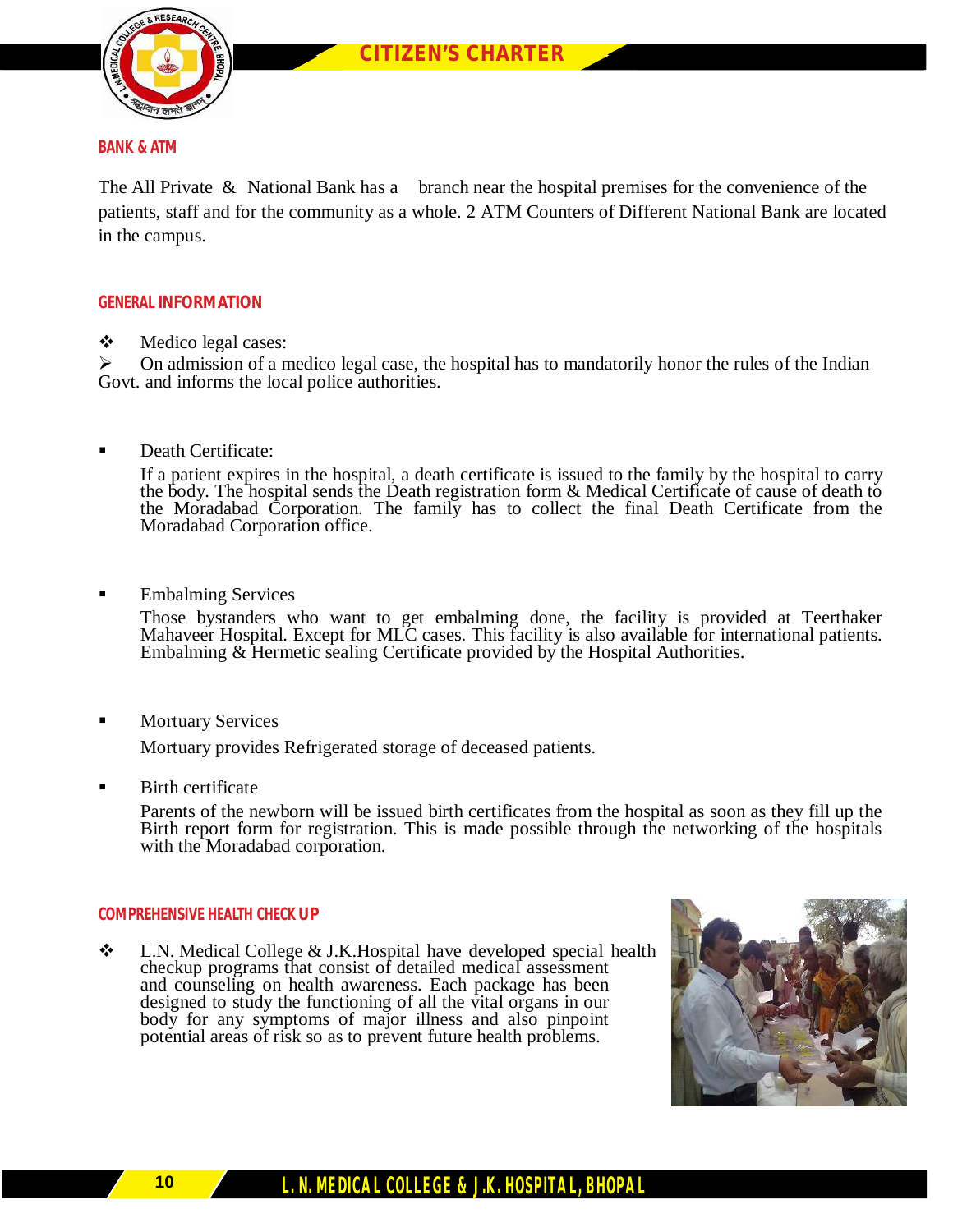## BANK & ATM

The All Private & National Bank has a branch near the hospital premises for the convenience of the patients, staff and for the community as a whole. 2 ATM Counters of Different National Bank are located in the campus.

## GENERAL INFORMATION

- Medico legal cases:
  - On admission of a medico legal case, the hospital has to mandatorily honor the rules of the Indian Govt. and informs the local police authorities.

- Death Certificate:

  If a patient expires in the hospital, a death certificate is issued to the family by the hospital to carry the body. The hospital sends the Death registration form & Medical Certificate of cause of death to the Moradabad Corporation. The family has to collect the final Death Certificate from the Moradabad Corporation office.

- Embalming Services

  Those bystanders who want to get embalming done, the facility is provided at Teerthaker Mahaveer Hospital. Except for MLC cases. This facility is also available for international patients. Embalming & Hermetic sealing Certificate provided by the Hospital Authorities.

- Mortuary Services

  Mortuary provides Refrigerated storage of deceased patients.

- Birth certificate

  Parents of the newborn will be issued birth certificates from the hospital as soon as they fill up the Birth report form for registration. This is made possible through the networking of the hospitals with the Moradabad corporation.

## COMPREHENSIVE HEALTH CHECK UP

- L.N. Medical College & J.K.Hospital have developed special health checkup programs that consist of detailed medical assessment and counseling on health awareness. Each package has been designed to study the functioning of all the vital organs in our body for any symptoms of major illness and also pinpoint potential areas of risk so as to prevent future health problems.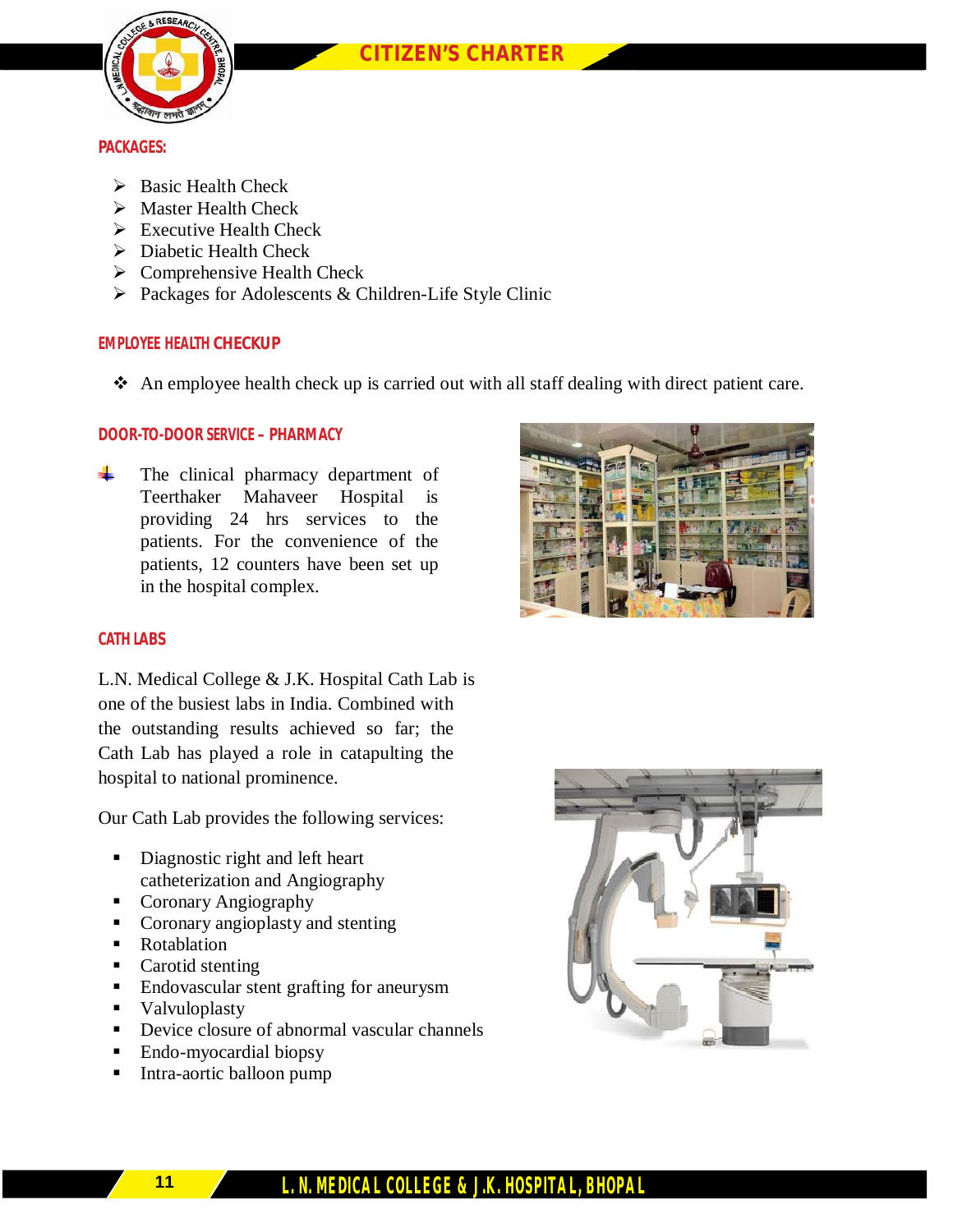## PACKAGES:

- Basic Health Check
- Master Health Check
- Executive Health Check
- Diabetic Health Check
- Comprehensive Health Check
- Packages for Adolescents & Children-Life Style Clinic

## EMPLOYEE HEALTH CHECKUP

- An employee health check up is carried out with all staff dealing with direct patient care.

## DOOR-TO-DOOR SERVICE – PHARMACY

- The clinical pharmacy department of Teerthaker Mahaveer Hospital is providing 24 hrs services to the patients. For the convenience of the patients, 12 counters have been set up in the hospital complex.

## CATH LABS

L.N. Medical College & J.K. Hospital Cath Lab is one of the busiest labs in India. Combined with the outstanding results achieved so far; the Cath Lab has played a role in catapulting the hospital to national prominence.

Our Cath Lab provides the following services:

- Diagnostic right and left heart catheterization and Angiography
- Coronary Angiography
- Coronary angioplasty and stenting
- Rotablation
- Carotid stenting
- Endovascular stent grafting for aneurysm
- Valvuloplasty
- Device closure of abnormal vascular channels
- Endo-myocardial biopsy
- Intra-aortic balloon pump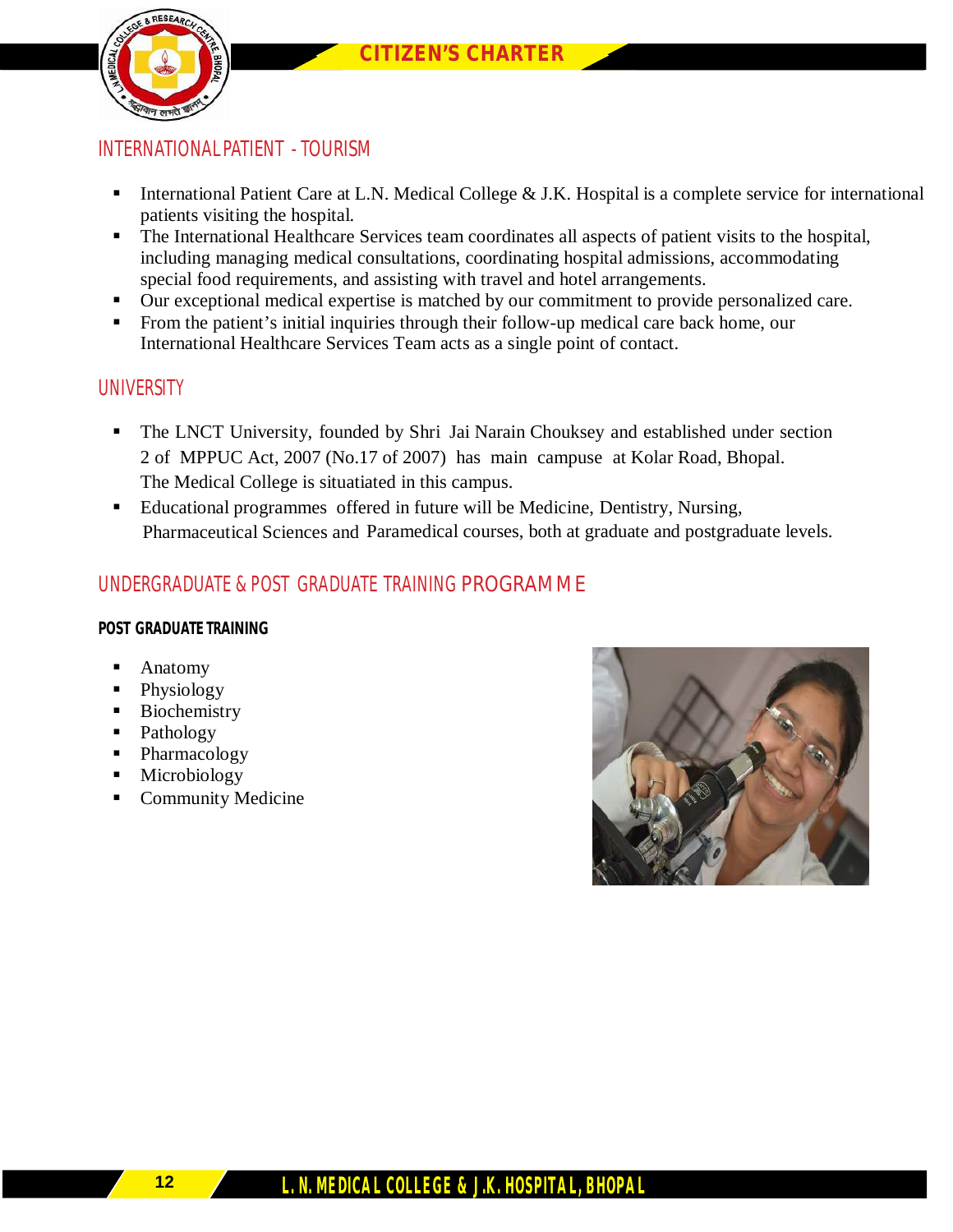## INTERNATIONAL PATIENT - TOURISM

- International Patient Care at L.N. Medical College & J.K. Hospital is a complete service for international patients visiting the hospital.
- The International Healthcare Services team coordinates all aspects of patient visits to the hospital, including managing medical consultations, coordinating hospital admissions, accommodating special food requirements, and assisting with travel and hotel arrangements.
- Our exceptional medical expertise is matched by our commitment to provide personalized care.
- From the patient's initial inquiries through their follow-up medical care back home, our International Healthcare Services Team acts as a single point of contact.

## UNIVERSITY

- The LNCT University, founded by Shri Jai Narain Chouksey and established under section 2 of MPPUC Act, 2007 (No.17 of 2007) has main campuse at Kolar Road, Bhopal. The Medical College is situatiated in this campus.
- Educational programmes offered in future will be Medicine, Dentistry, Nursing, Pharmaceutical Sciences and Paramedical courses, both at graduate and postgraduate levels.

## UNDERGRADUATE & POST GRADUATE TRAINING PROGRAMME

**POST GRADUATE TRAINING**

- Anatomy
- Physiology
- Biochemistry
- Pathology
- Pharmacology
- Microbiology
- Community Medicine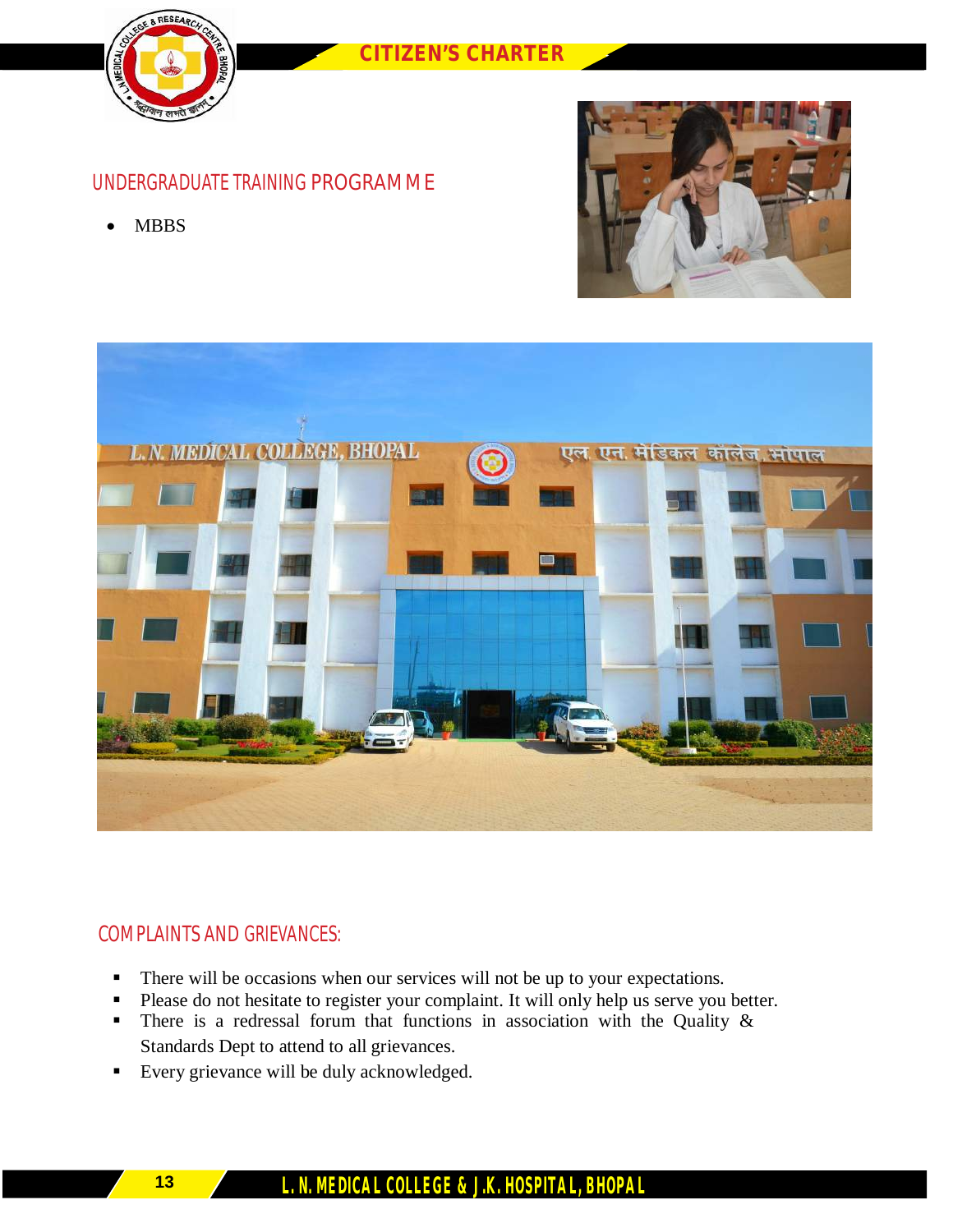## UNDERGRADUATE TRAINING PROGRAMME

- MBBS

## COMPLAINTS AND GRIEVANCES:

- There will be occasions when our services will not be up to your expectations.
- Please do not hesitate to register your complaint. It will only help us serve you better.
- There is a redressal forum that functions in association with the Quality & Standards Dept to attend to all grievances.
- Every grievance will be duly acknowledged.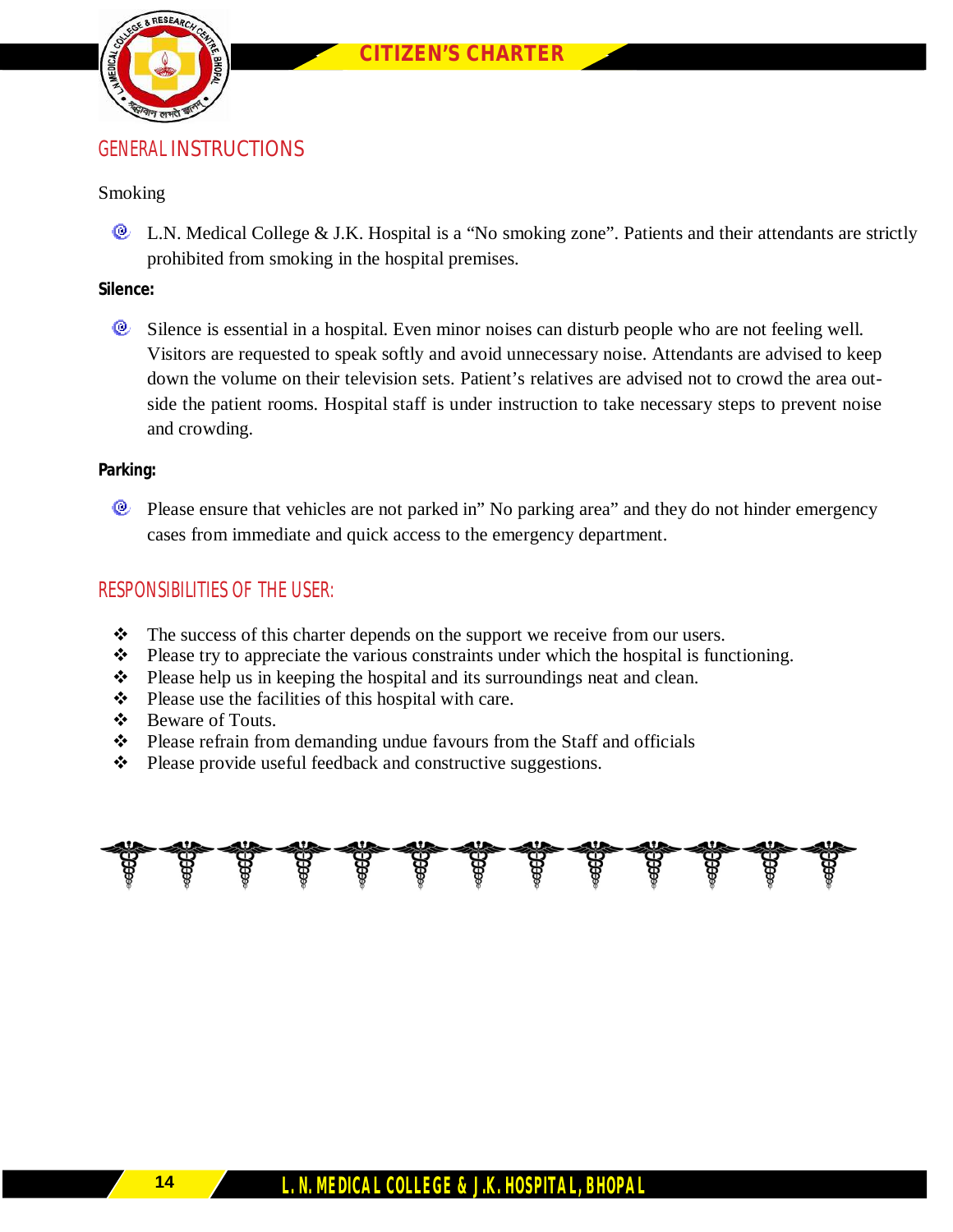## GENERAL INSTRUCTIONS

Smoking

- L.N. Medical College & J.K. Hospital is a “No smoking zone”. Patients and their attendants are strictly prohibited from smoking in the hospital premises.

**Silence:**

- Silence is essential in a hospital. Even minor noises can disturb people who are not feeling well. Visitors are requested to speak softly and avoid unnecessary noise. Attendants are advised to keep down the volume on their television sets. Patient’s relatives are advised not to crowd the area outside the patient rooms. Hospital staff is under instruction to take necessary steps to prevent noise and crowding.

**Parking:**

- Please ensure that vehicles are not parked in” No parking area” and they do not hinder emergency cases from immediate and quick access to the emergency department.

## RESPONSIBILITIES OF THE USER:

- The success of this charter depends on the support we receive from our users.
- Please try to appreciate the various constraints under which the hospital is functioning.
- Please help us in keeping the hospital and its surroundings neat and clean.
- Please use the facilities of this hospital with care.
- Beware of Touts.
- Please refrain from demanding undue favours from the Staff and officials
- Please provide useful feedback and constructive suggestions.